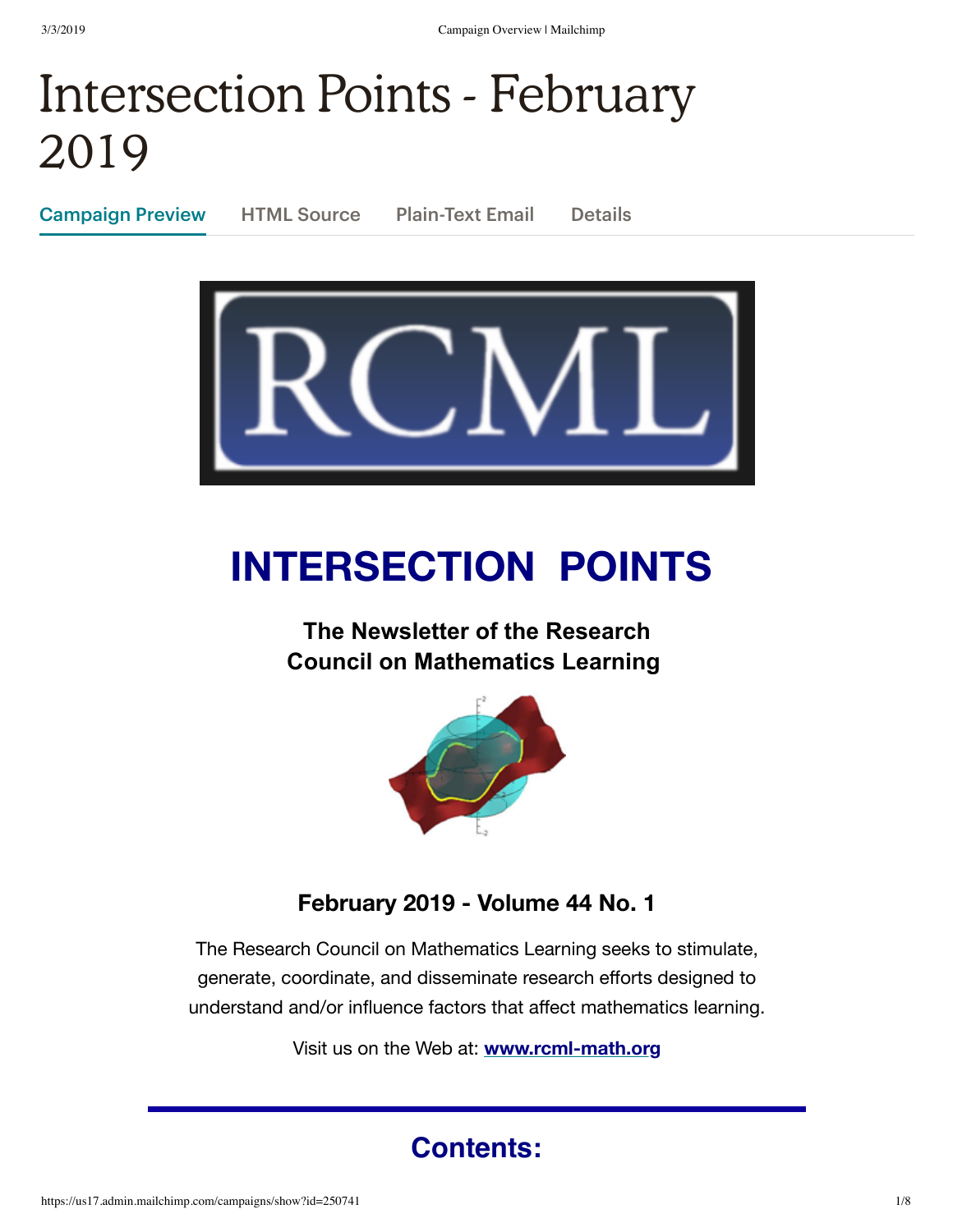# Intersection Points - February 2019

Campaign Preview    HTML Source    Plain-Text Email    Details

## INTERSECTION POINTS

**The Newsletter of the Research Council on Mathematics Learning**

**February 2019 - Volume 44 No. 1**

The Research Council on Mathematics Learning seeks to stimulate, generate, coordinate, and disseminate research efforts designed to understand and/or influence factors that affect mathematics learning.

Visit us on the Web at: **www.rcml-math.org**

---

## Contents: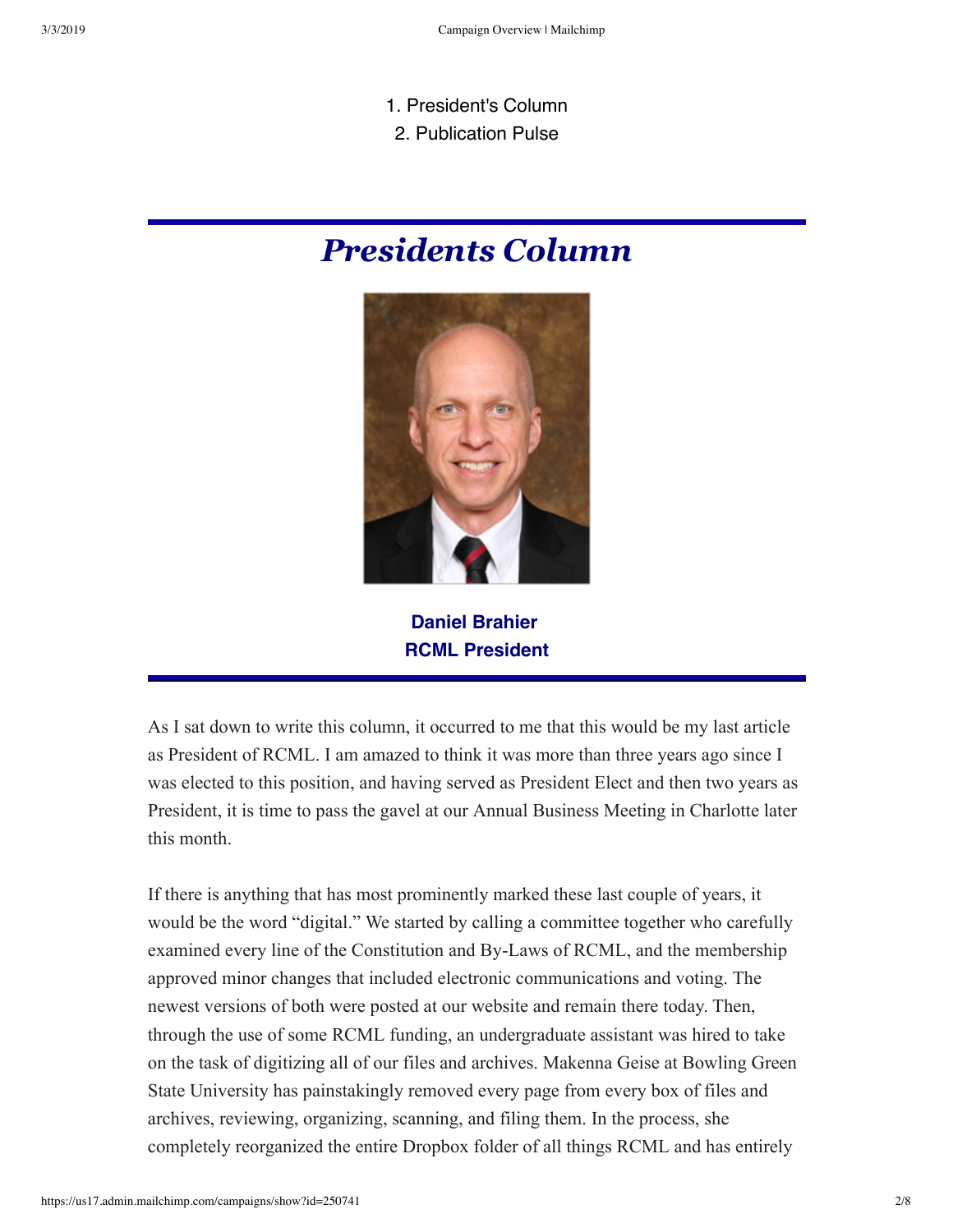1. President's Column
2. Publication Pulse

# *Presidents Column*

**Daniel Brahier**
**RCML President**

As I sat down to write this column, it occurred to me that this would be my last article as President of RCML. I am amazed to think it was more than three years ago since I was elected to this position, and having served as President Elect and then two years as President, it is time to pass the gavel at our Annual Business Meeting in Charlotte later this month.

If there is anything that has most prominently marked these last couple of years, it would be the word "digital." We started by calling a committee together who carefully examined every line of the Constitution and By-Laws of RCML, and the membership approved minor changes that included electronic communications and voting. The newest versions of both were posted at our website and remain there today. Then, through the use of some RCML funding, an undergraduate assistant was hired to take on the task of digitizing all of our files and archives. Makenna Geise at Bowling Green State University has painstakingly removed every page from every box of files and archives, reviewing, organizing, scanning, and filing them. In the process, she completely reorganized the entire Dropbox folder of all things RCML and has entirely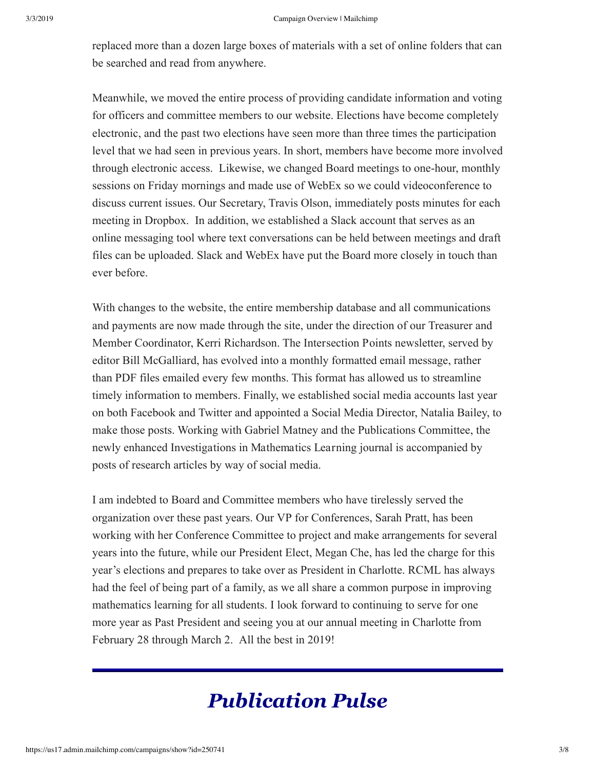replaced more than a dozen large boxes of materials with a set of online folders that can be searched and read from anywhere.

Meanwhile, we moved the entire process of providing candidate information and voting for officers and committee members to our website. Elections have become completely electronic, and the past two elections have seen more than three times the participation level that we had seen in previous years. In short, members have become more involved through electronic access. Likewise, we changed Board meetings to one-hour, monthly sessions on Friday mornings and made use of WebEx so we could videoconference to discuss current issues. Our Secretary, Travis Olson, immediately posts minutes for each meeting in Dropbox. In addition, we established a Slack account that serves as an online messaging tool where text conversations can be held between meetings and draft files can be uploaded. Slack and WebEx have put the Board more closely in touch than ever before.

With changes to the website, the entire membership database and all communications and payments are now made through the site, under the direction of our Treasurer and Member Coordinator, Kerri Richardson. The Intersection Points newsletter, served by editor Bill McGalliard, has evolved into a monthly formatted email message, rather than PDF files emailed every few months. This format has allowed us to streamline timely information to members. Finally, we established social media accounts last year on both Facebook and Twitter and appointed a Social Media Director, Natalia Bailey, to make those posts. Working with Gabriel Matney and the Publications Committee, the newly enhanced Investigations in Mathematics Learning journal is accompanied by posts of research articles by way of social media.

I am indebted to Board and Committee members who have tirelessly served the organization over these past years. Our VP for Conferences, Sarah Pratt, has been working with her Conference Committee to project and make arrangements for several years into the future, while our President Elect, Megan Che, has led the charge for this year's elections and prepares to take over as President in Charlotte. RCML has always had the feel of being part of a family, as we all share a common purpose in improving mathematics learning for all students. I look forward to continuing to serve for one more year as Past President and seeing you at our annual meeting in Charlotte from February 28 through March 2. All the best in 2019!

---

# *Publication Pulse*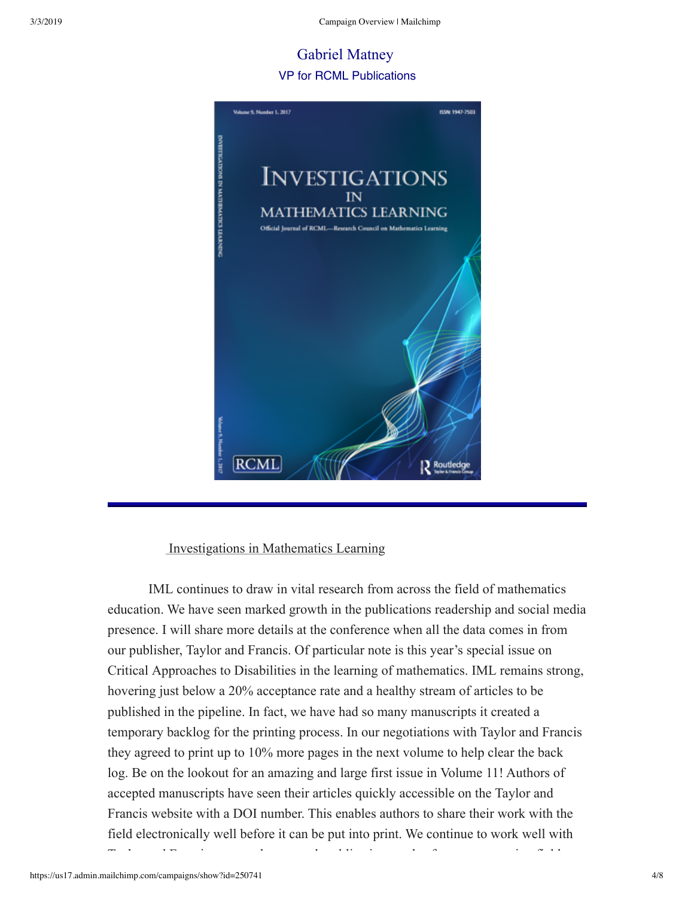Gabriel Matney

VP for RCML Publications

Investigations in Mathematics Learning

IML continues to draw in vital research from across the field of mathematics education. We have seen marked growth in the publications readership and social media presence. I will share more details at the conference when all the data comes in from our publisher, Taylor and Francis. Of particular note is this year's special issue on Critical Approaches to Disabilities in the learning of mathematics. IML remains strong, hovering just below a 20% acceptance rate and a healthy stream of articles to be published in the pipeline. In fact, we have had so many manuscripts it created a temporary backlog for the printing process. In our negotiations with Taylor and Francis they agreed to print up to 10% more pages in the next volume to help clear the back log. Be on the lookout for an amazing and large first issue in Volume 11! Authors of accepted manuscripts have seen their articles quickly accessible on the Taylor and Francis website with a DOI number. This enables authors to share their work with the field electronically well before it can be put into print. We continue to work well with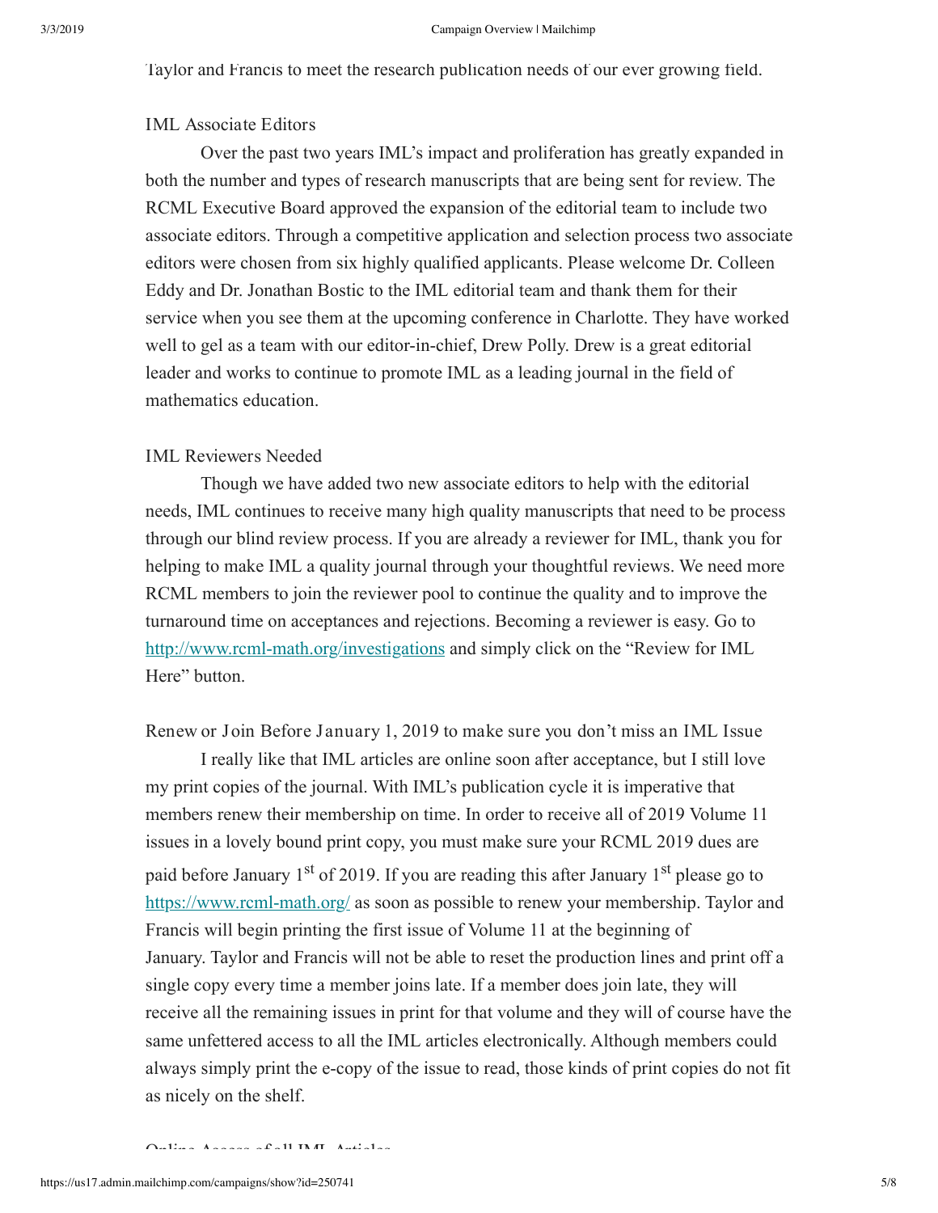Taylor and Francis to meet the research publication needs of our ever growing field.

### IML Associate Editors

Over the past two years IML's impact and proliferation has greatly expanded in both the number and types of research manuscripts that are being sent for review. The RCML Executive Board approved the expansion of the editorial team to include two associate editors. Through a competitive application and selection process two associate editors were chosen from six highly qualified applicants. Please welcome Dr. Colleen Eddy and Dr. Jonathan Bostic to the IML editorial team and thank them for their service when you see them at the upcoming conference in Charlotte. They have worked well to gel as a team with our editor-in-chief, Drew Polly. Drew is a great editorial leader and works to continue to promote IML as a leading journal in the field of mathematics education.

### IML Reviewers Needed

Though we have added two new associate editors to help with the editorial needs, IML continues to receive many high quality manuscripts that need to be process through our blind review process. If you are already a reviewer for IML, thank you for helping to make IML a quality journal through your thoughtful reviews. We need more RCML members to join the reviewer pool to continue the quality and to improve the turnaround time on acceptances and rejections. Becoming a reviewer is easy. Go to http://www.rcml-math.org/investigations and simply click on the "Review for IML Here" button.

### Renew or Join Before January 1, 2019 to make sure you don't miss an IML Issue

I really like that IML articles are online soon after acceptance, but I still love my print copies of the journal. With IML's publication cycle it is imperative that members renew their membership on time. In order to receive all of 2019 Volume 11 issues in a lovely bound print copy, you must make sure your RCML 2019 dues are paid before January 1st of 2019. If you are reading this after January 1st please go to https://www.rcml-math.org/ as soon as possible to renew your membership. Taylor and Francis will begin printing the first issue of Volume 11 at the beginning of January. Taylor and Francis will not be able to reset the production lines and print off a single copy every time a member joins late. If a member does join late, they will receive all the remaining issues in print for that volume and they will of course have the same unfettered access to all the IML articles electronically. Although members could always simply print the e-copy of the issue to read, those kinds of print copies do not fit as nicely on the shelf.

### Online Access of all IML Articles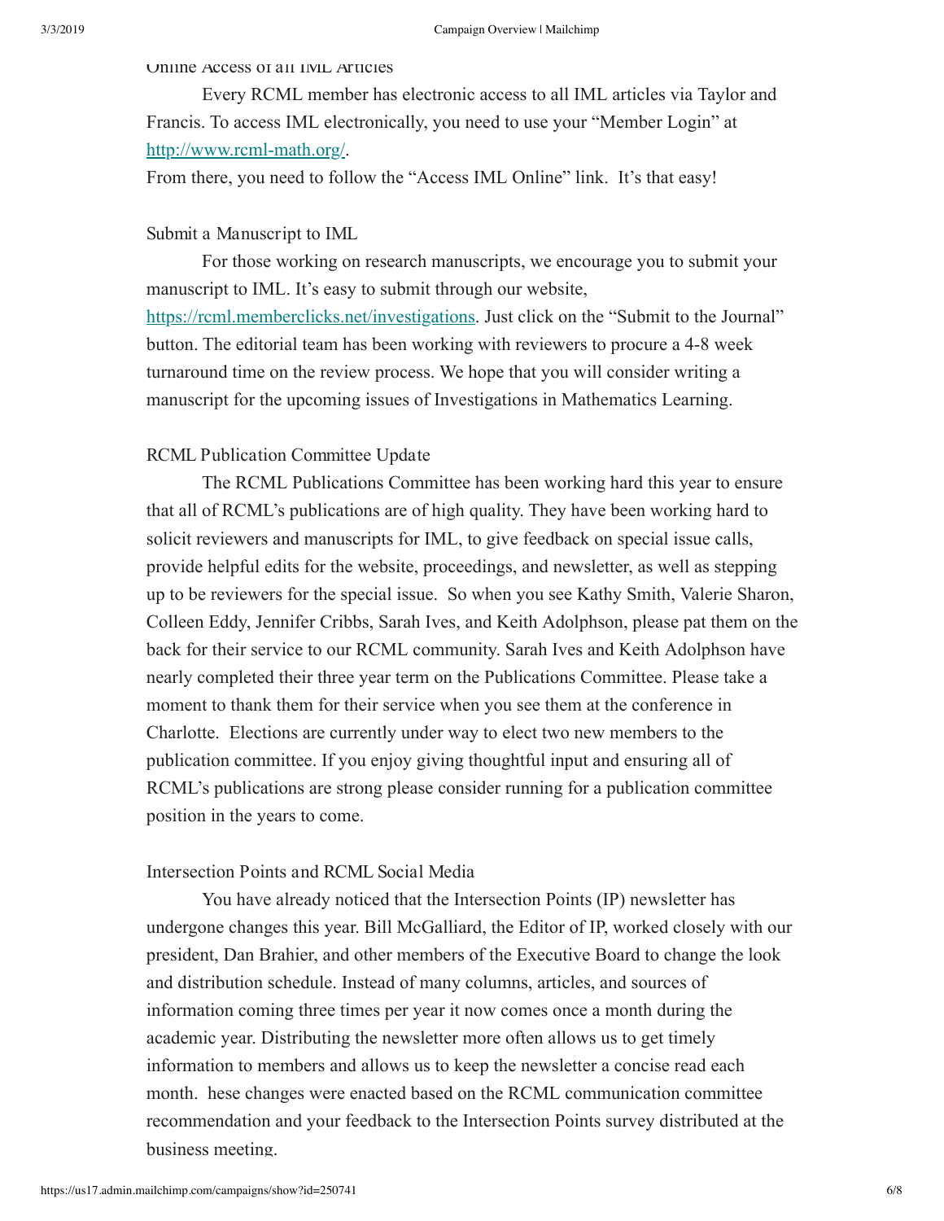Online Access of all IML Articles

Every RCML member has electronic access to all IML articles via Taylor and Francis. To access IML electronically, you need to use your "Member Login" at http://www.rcml-math.org/.
From there, you need to follow the "Access IML Online" link. It's that easy!

Submit a Manuscript to IML

For those working on research manuscripts, we encourage you to submit your manuscript to IML. It's easy to submit through our website, https://rcml.memberclicks.net/investigations. Just click on the "Submit to the Journal" button. The editorial team has been working with reviewers to procure a 4-8 week turnaround time on the review process. We hope that you will consider writing a manuscript for the upcoming issues of Investigations in Mathematics Learning.

RCML Publication Committee Update

The RCML Publications Committee has been working hard this year to ensure that all of RCML's publications are of high quality. They have been working hard to solicit reviewers and manuscripts for IML, to give feedback on special issue calls, provide helpful edits for the website, proceedings, and newsletter, as well as stepping up to be reviewers for the special issue. So when you see Kathy Smith, Valerie Sharon, Colleen Eddy, Jennifer Cribbs, Sarah Ives, and Keith Adolphson, please pat them on the back for their service to our RCML community. Sarah Ives and Keith Adolphson have nearly completed their three year term on the Publications Committee. Please take a moment to thank them for their service when you see them at the conference in Charlotte. Elections are currently under way to elect two new members to the publication committee. If you enjoy giving thoughtful input and ensuring all of RCML's publications are strong please consider running for a publication committee position in the years to come.

Intersection Points and RCML Social Media

You have already noticed that the Intersection Points (IP) newsletter has undergone changes this year. Bill McGalliard, the Editor of IP, worked closely with our president, Dan Brahier, and other members of the Executive Board to change the look and distribution schedule. Instead of many columns, articles, and sources of information coming three times per year it now comes once a month during the academic year. Distributing the newsletter more often allows us to get timely information to members and allows us to keep the newsletter a concise read each month. hese changes were enacted based on the RCML communication committee recommendation and your feedback to the Intersection Points survey distributed at the business meeting.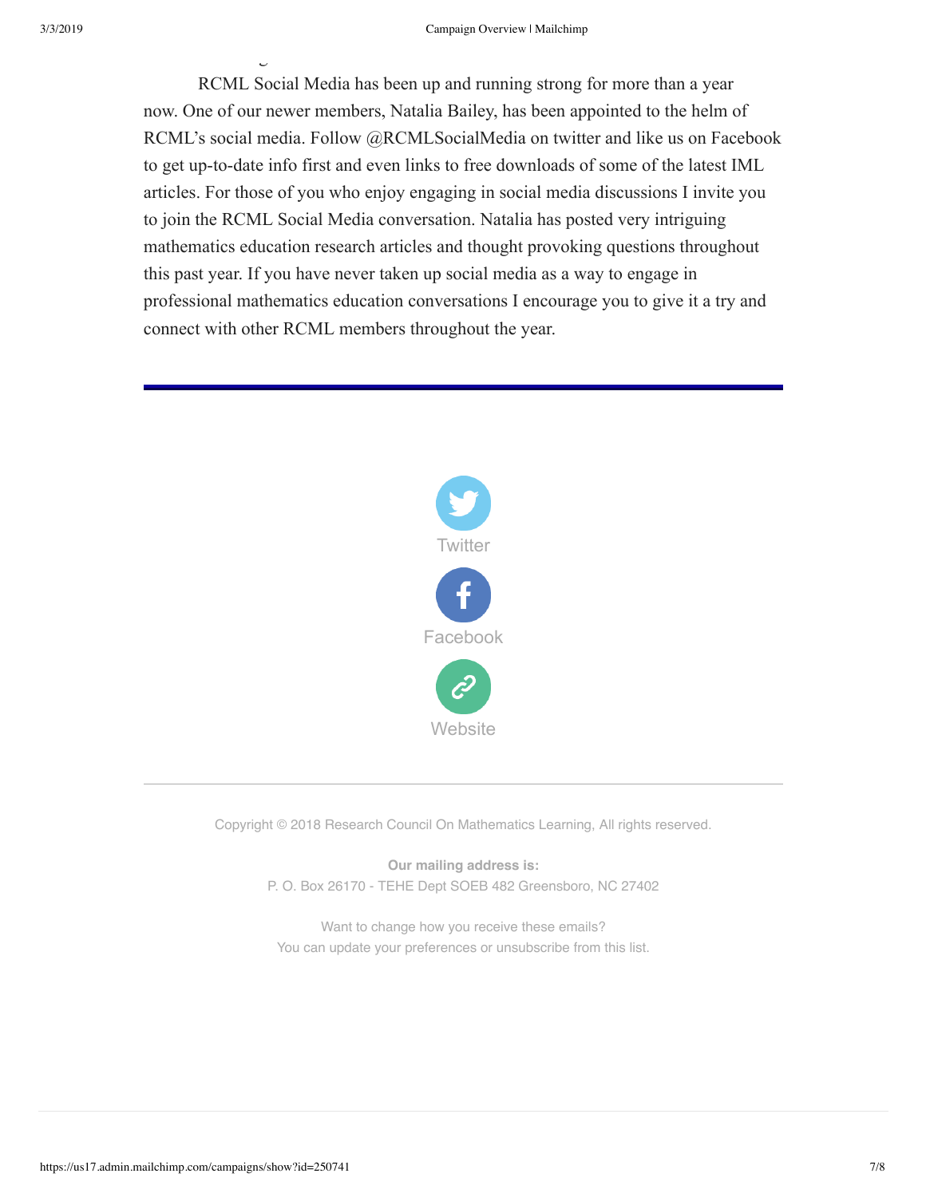RCML Social Media has been up and running strong for more than a year now. One of our newer members, Natalia Bailey, has been appointed to the helm of RCML's social media. Follow @RCMLSocialMedia on twitter and like us on Facebook to get up-to-date info first and even links to free downloads of some of the latest IML articles. For those of you who enjoy engaging in social media discussions I invite you to join the RCML Social Media conversation. Natalia has posted very intriguing mathematics education research articles and thought provoking questions throughout this past year. If you have never taken up social media as a way to engage in professional mathematics education conversations I encourage you to give it a try and connect with other RCML members throughout the year.

---

Twitter

Facebook

Website

---

Copyright © 2018 Research Council On Mathematics Learning, All rights reserved.

**Our mailing address is:**
P. O. Box 26170 - TEHE Dept SOEB 482 Greensboro, NC 27402

Want to change how you receive these emails?
You can update your preferences or unsubscribe from this list.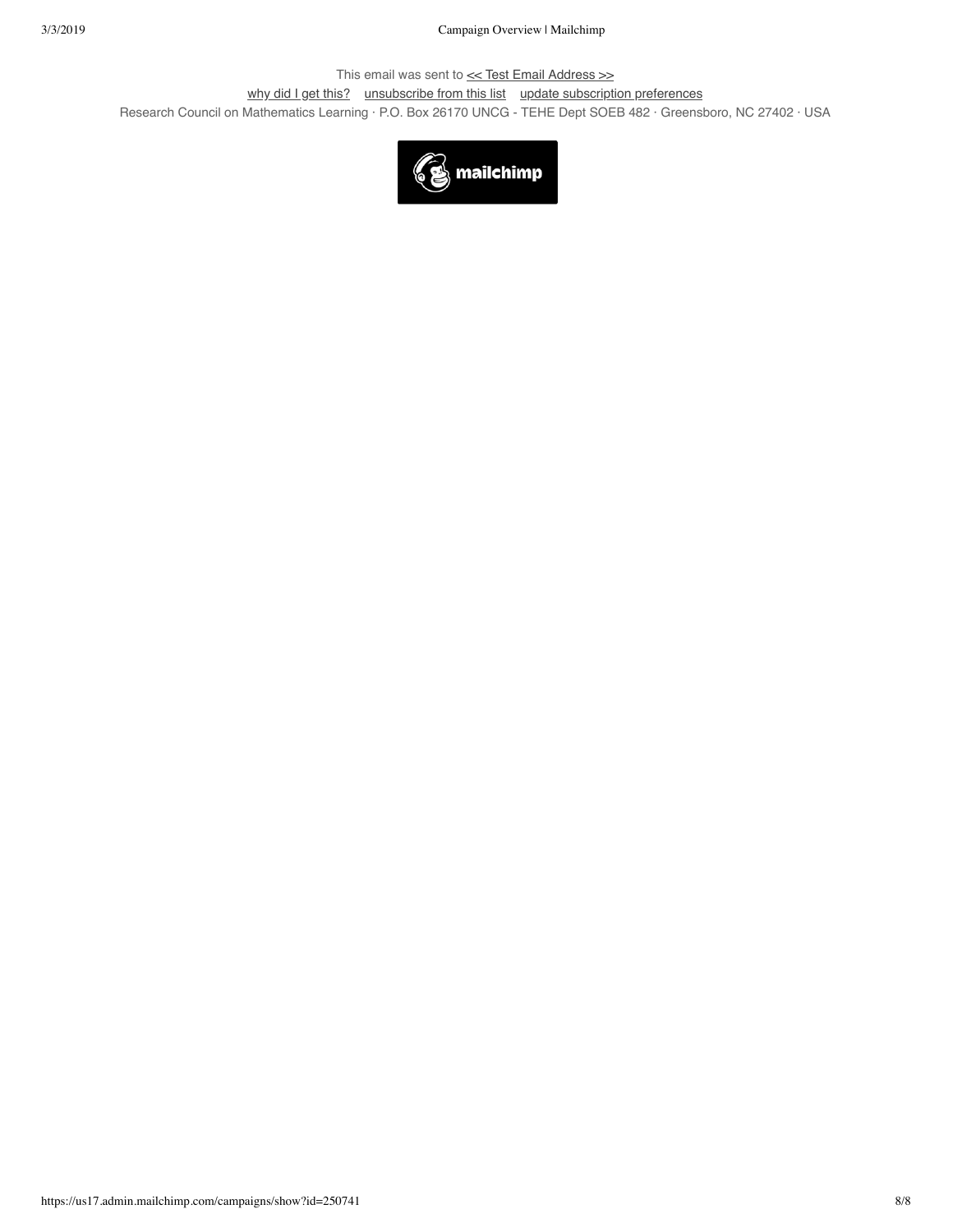This email was sent to << Test Email Address >>

why did I get this? unsubscribe from this list update subscription preferences

Research Council on Mathematics Learning · P.O. Box 26170 UNCG - TEHE Dept SOEB 482 · Greensboro, NC 27402 · USA